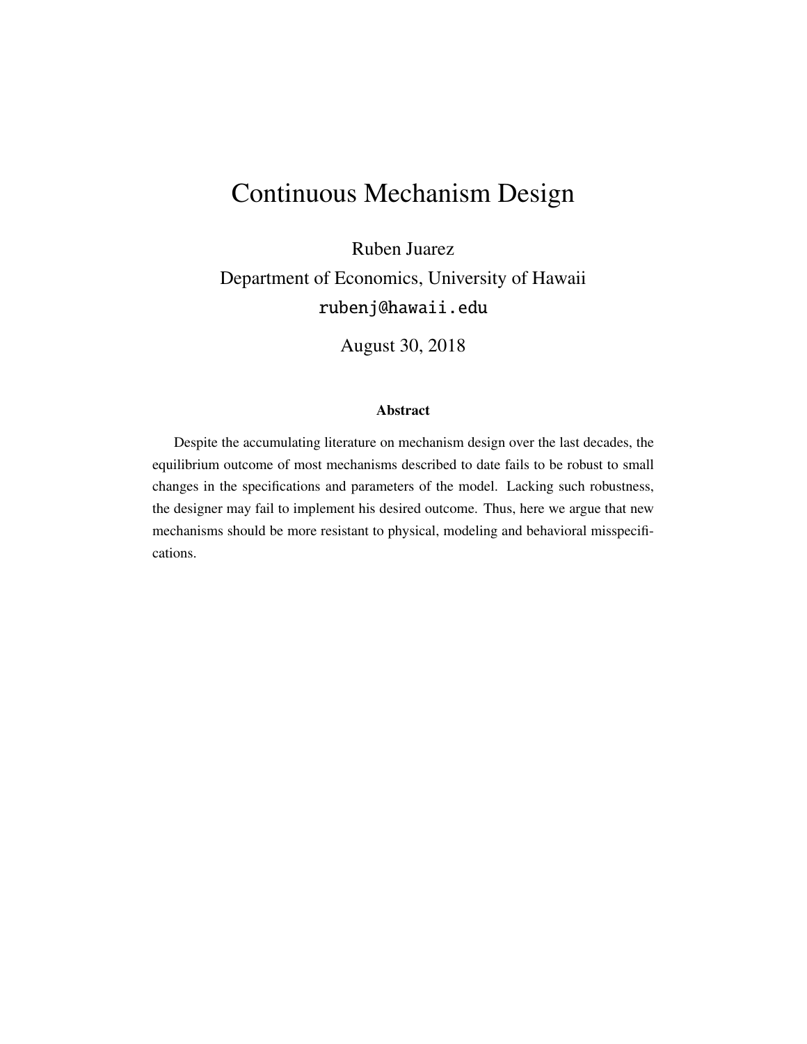# Continuous Mechanism Design

Ruben Juarez

Department of Economics, University of Hawaii

rubenj@hawaii.edu

August 30, 2018

### Abstract

Despite the accumulating literature on mechanism design over the last decades, the equilibrium outcome of most mechanisms described to date fails to be robust to small changes in the specifications and parameters of the model. Lacking such robustness, the designer may fail to implement his desired outcome. Thus, here we argue that new mechanisms should be more resistant to physical, modeling and behavioral misspecifications.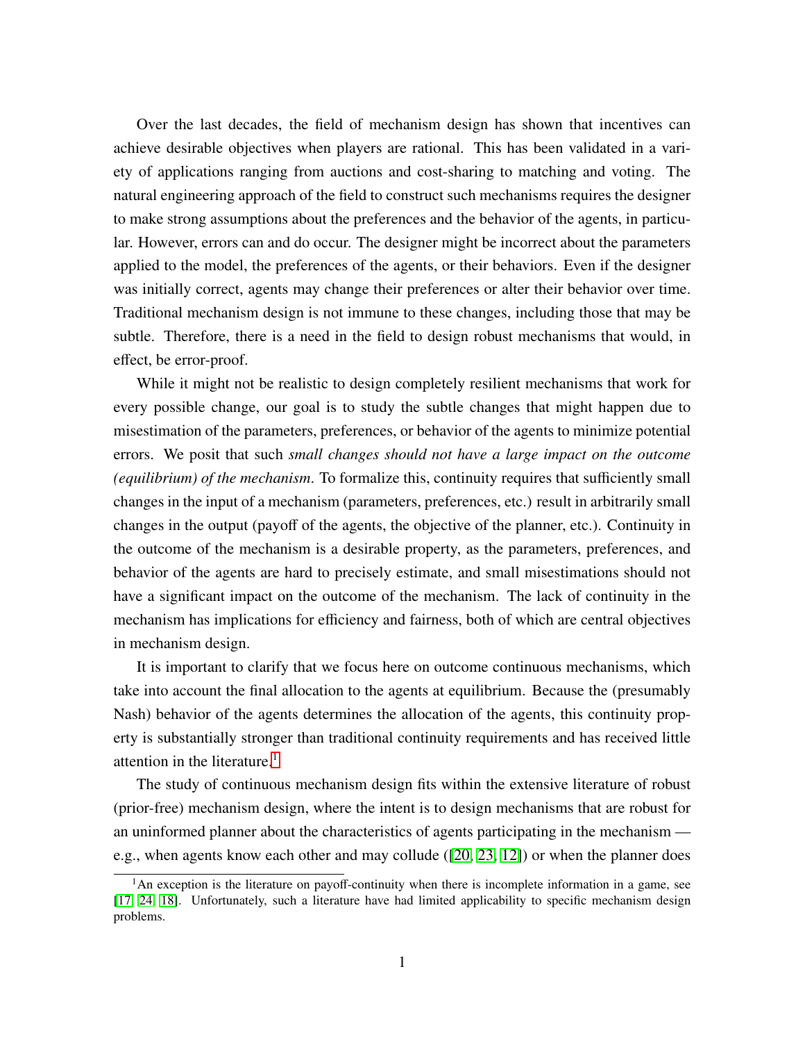Over the last decades, the field of mechanism design has shown that incentives can achieve desirable objectives when players are rational. This has been validated in a variety of applications ranging from auctions and cost-sharing to matching and voting. The natural engineering approach of the field to construct such mechanisms requires the designer to make strong assumptions about the preferences and the behavior of the agents, in particular. However, errors can and do occur. The designer might be incorrect about the parameters applied to the model, the preferences of the agents, or their behaviors. Even if the designer was initially correct, agents may change their preferences or alter their behavior over time. Traditional mechanism design is not immune to these changes, including those that may be subtle. Therefore, there is a need in the field to design robust mechanisms that would, in effect, be error-proof.

While it might not be realistic to design completely resilient mechanisms that work for every possible change, our goal is to study the subtle changes that might happen due to misestimation of the parameters, preferences, or behavior of the agents to minimize potential errors. We posit that such *small changes should not have a large impact on the outcome (equilibrium) of the mechanism*. To formalize this, continuity requires that sufficiently small changes in the input of a mechanism (parameters, preferences, etc.) result in arbitrarily small changes in the output (payoff of the agents, the objective of the planner, etc.). Continuity in the outcome of the mechanism is a desirable property, as the parameters, preferences, and behavior of the agents are hard to precisely estimate, and small misestimations should not have a significant impact on the outcome of the mechanism. The lack of continuity in the mechanism has implications for efficiency and fairness, both of which are central objectives in mechanism design.

It is important to clarify that we focus here on outcome continuous mechanisms, which take into account the final allocation to the agents at equilibrium. Because the (presumably Nash) behavior of the agents determines the allocation of the agents, this continuity property is substantially stronger than traditional continuity requirements and has received little attention in the literature.[1]

The study of continuous mechanism design fits within the extensive literature of robust (prior-free) mechanism design, where the intent is to design mechanisms that are robust for an uninformed planner about the characteristics of agents participating in the mechanism — e.g., when agents know each other and may collude ([20, 23, 12]) or when the planner does

[1] An exception is the literature on payoff-continuity when there is incomplete information in a game, see [17, 24, 18]. Unfortunately, such a literature have had limited applicability to specific mechanism design problems.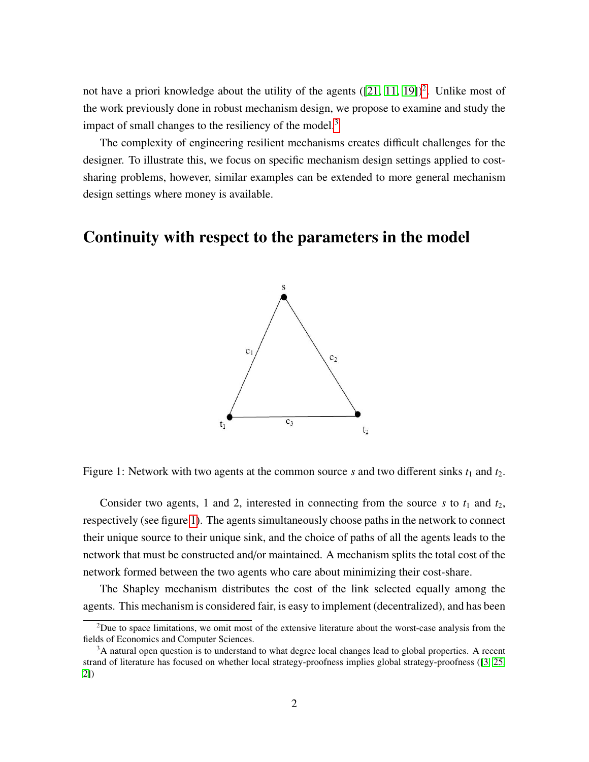not have a priori knowledge about the utility of the agents ([21, 11, 19])[2]. Unlike most of the work previously done in robust mechanism design, we propose to examine and study the impact of small changes to the resiliency of the model.[3]

The complexity of engineering resilient mechanisms creates difficult challenges for the designer. To illustrate this, we focus on specific mechanism design settings applied to cost-sharing problems, however, similar examples can be extended to more general mechanism design settings where money is available.

# Continuity with respect to the parameters in the model

Figure 1: Network with two agents at the common source $s$ and two different sinks $t_1$ and $t_2$.

Consider two agents, 1 and 2, interested in connecting from the source $s$ to $t_1$ and $t_2$, respectively (see figure 1). The agents simultaneously choose paths in the network to connect their unique source to their unique sink, and the choice of paths of all the agents leads to the network that must be constructed and/or maintained. A mechanism splits the total cost of the network formed between the two agents who care about minimizing their cost-share.

The Shapley mechanism distributes the cost of the link selected equally among the agents. This mechanism is considered fair, is easy to implement (decentralized), and has been

[2] Due to space limitations, we omit most of the extensive literature about the worst-case analysis from the fields of Economics and Computer Sciences.

[3] A natural open question is to understand to what degree local changes lead to global properties. A recent strand of literature has focused on whether local strategy-proofness implies global strategy-proofness ([3, 25, 2])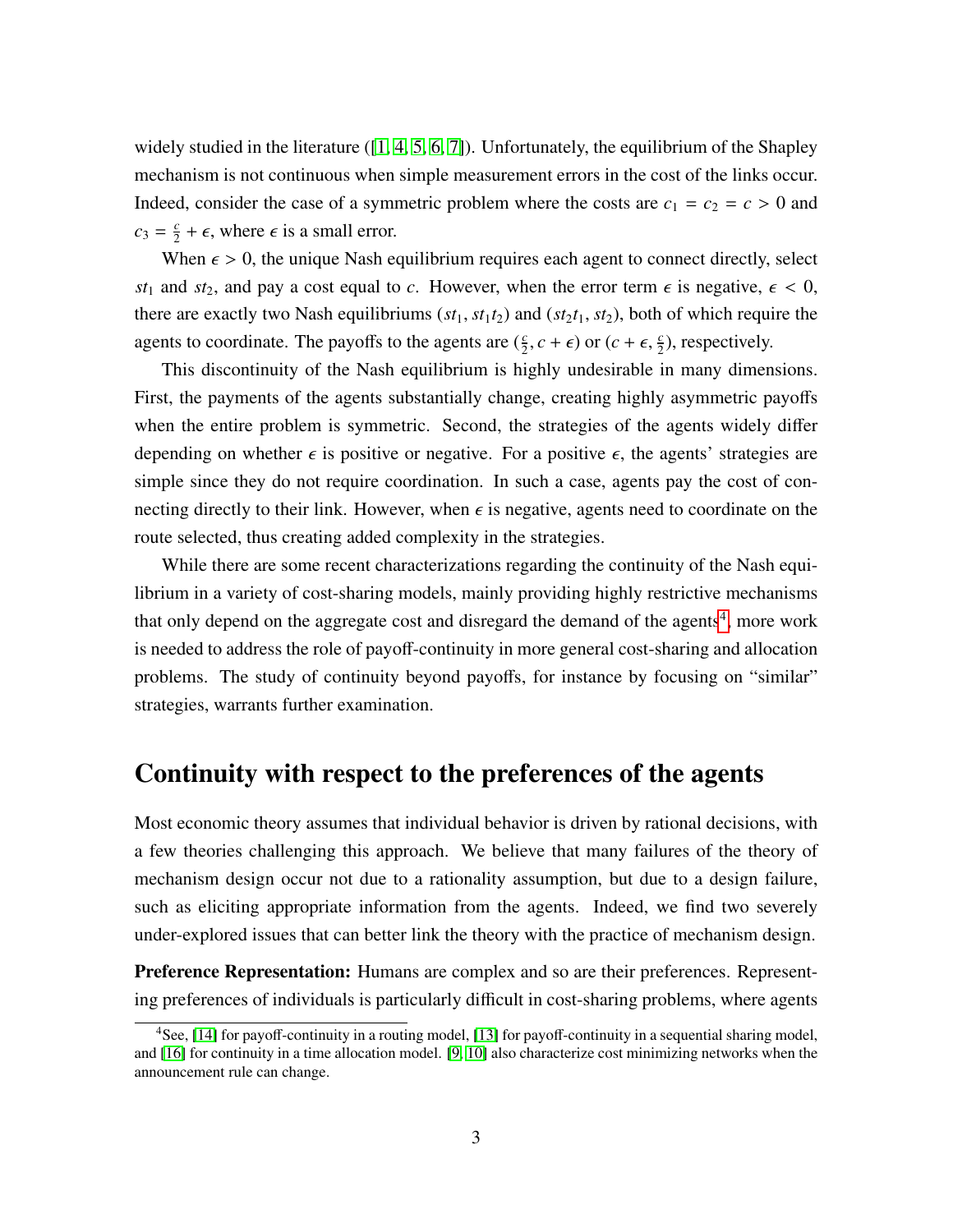widely studied in the literature ([1, 4, 5, 6, 7]). Unfortunately, the equilibrium of the Shapley mechanism is not continuous when simple measurement errors in the cost of the links occur. Indeed, consider the case of a symmetric problem where the costs are $c_1 = c_2 = c > 0$ and $c_3 = \frac{c}{2} + \epsilon$, where $\epsilon$ is a small error.

When $\epsilon > 0$, the unique Nash equilibrium requires each agent to connect directly, select $st_1$ and $st_2$, and pay a cost equal to $c$. However, when the error term $\epsilon$ is negative, $\epsilon < 0$, there are exactly two Nash equilibriums $(st_1, st_1t_2)$ and $(st_2t_1, st_2)$, both of which require the agents to coordinate. The payoffs to the agents are $(\frac{c}{2}, c + \epsilon)$ or $(c + \epsilon, \frac{c}{2})$, respectively.

This discontinuity of the Nash equilibrium is highly undesirable in many dimensions. First, the payments of the agents substantially change, creating highly asymmetric payoffs when the entire problem is symmetric. Second, the strategies of the agents widely differ depending on whether $\epsilon$ is positive or negative. For a positive $\epsilon$, the agents' strategies are simple since they do not require coordination. In such a case, agents pay the cost of connecting directly to their link. However, when $\epsilon$ is negative, agents need to coordinate on the route selected, thus creating added complexity in the strategies.

While there are some recent characterizations regarding the continuity of the Nash equilibrium in a variety of cost-sharing models, mainly providing highly restrictive mechanisms that only depend on the aggregate cost and disregard the demand of the agents[4], more work is needed to address the role of payoff-continuity in more general cost-sharing and allocation problems. The study of continuity beyond payoffs, for instance by focusing on "similar" strategies, warrants further examination.

## Continuity with respect to the preferences of the agents

Most economic theory assumes that individual behavior is driven by rational decisions, with a few theories challenging this approach. We believe that many failures of the theory of mechanism design occur not due to a rationality assumption, but due to a design failure, such as eliciting appropriate information from the agents. Indeed, we find two severely under-explored issues that can better link the theory with the practice of mechanism design.

**Preference Representation:** Humans are complex and so are their preferences. Representing preferences of individuals is particularly difficult in cost-sharing problems, where agents

[4] See, [14] for payoff-continuity in a routing model, [13] for payoff-continuity in a sequential sharing model, and [16] for continuity in a time allocation model. [9, 10] also characterize cost minimizing networks when the announcement rule can change.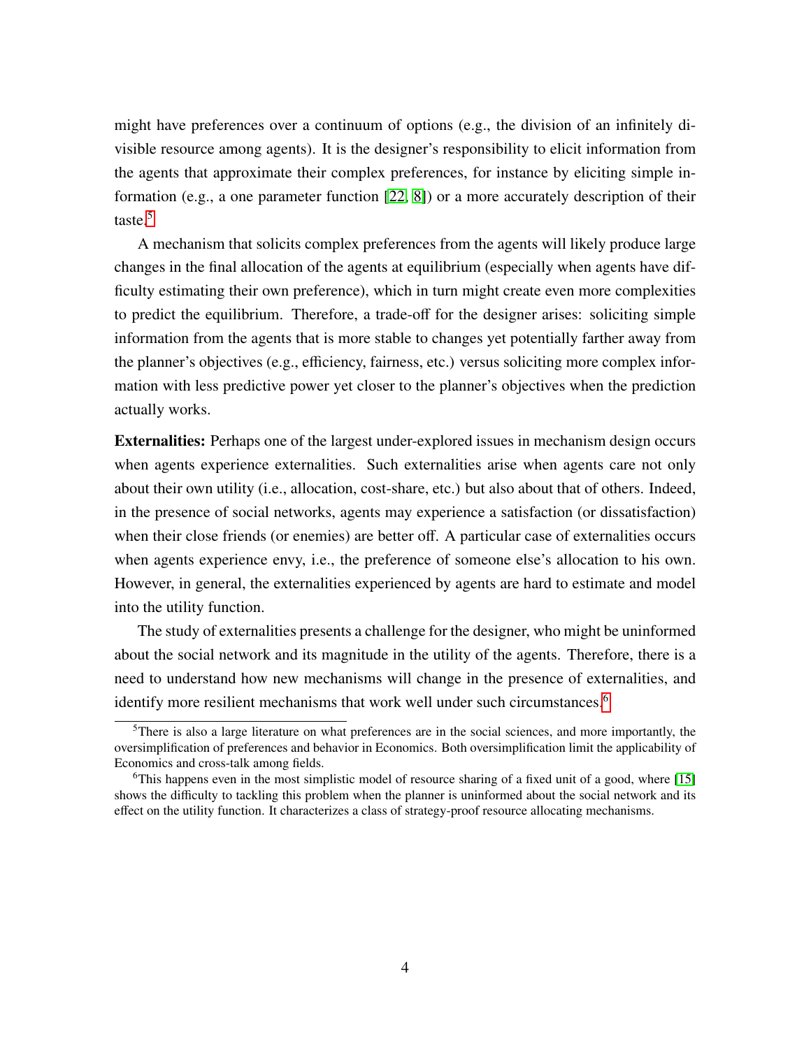might have preferences over a continuum of options (e.g., the division of an infinitely divisible resource among agents). It is the designer's responsibility to elicit information from the agents that approximate their complex preferences, for instance by eliciting simple information (e.g., a one parameter function [22, 8]) or a more accurately description of their taste.[5]

A mechanism that solicits complex preferences from the agents will likely produce large changes in the final allocation of the agents at equilibrium (especially when agents have difficulty estimating their own preference), which in turn might create even more complexities to predict the equilibrium. Therefore, a trade-off for the designer arises: soliciting simple information from the agents that is more stable to changes yet potentially farther away from the planner's objectives (e.g., efficiency, fairness, etc.) versus soliciting more complex information with less predictive power yet closer to the planner's objectives when the prediction actually works.

**Externalities:** Perhaps one of the largest under-explored issues in mechanism design occurs when agents experience externalities. Such externalities arise when agents care not only about their own utility (i.e., allocation, cost-share, etc.) but also about that of others. Indeed, in the presence of social networks, agents may experience a satisfaction (or dissatisfaction) when their close friends (or enemies) are better off. A particular case of externalities occurs when agents experience envy, i.e., the preference of someone else's allocation to his own. However, in general, the externalities experienced by agents are hard to estimate and model into the utility function.

The study of externalities presents a challenge for the designer, who might be uninformed about the social network and its magnitude in the utility of the agents. Therefore, there is a need to understand how new mechanisms will change in the presence of externalities, and identify more resilient mechanisms that work well under such circumstances.[6]

---

[5] There is also a large literature on what preferences are in the social sciences, and more importantly, the oversimplification of preferences and behavior in Economics. Both oversimplification limit the applicability of Economics and cross-talk among fields.

[6] This happens even in the most simplistic model of resource sharing of a fixed unit of a good, where [15] shows the difficulty to tackling this problem when the planner is uninformed about the social network and its effect on the utility function. It characterizes a class of strategy-proof resource allocating mechanisms.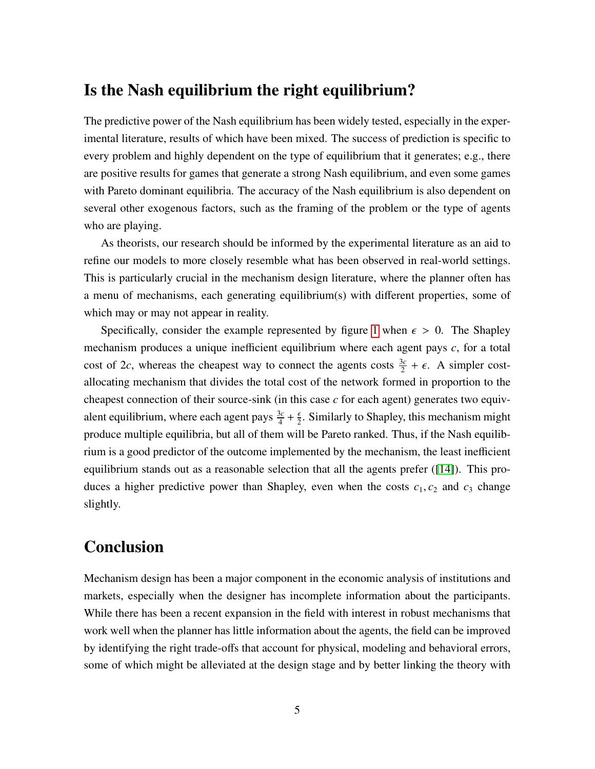## Is the Nash equilibrium the right equilibrium?

The predictive power of the Nash equilibrium has been widely tested, especially in the experimental literature, results of which have been mixed. The success of prediction is specific to every problem and highly dependent on the type of equilibrium that it generates; e.g., there are positive results for games that generate a strong Nash equilibrium, and even some games with Pareto dominant equilibria. The accuracy of the Nash equilibrium is also dependent on several other exogenous factors, such as the framing of the problem or the type of agents who are playing.

As theorists, our research should be informed by the experimental literature as an aid to refine our models to more closely resemble what has been observed in real-world settings. This is particularly crucial in the mechanism design literature, where the planner often has a menu of mechanisms, each generating equilibrium(s) with different properties, some of which may or may not appear in reality.

Specifically, consider the example represented by figure 1 when $\epsilon > 0$. The Shapley mechanism produces a unique inefficient equilibrium where each agent pays $c$, for a total cost of $2c$, whereas the cheapest way to connect the agents costs $\frac{3c}{2} + \epsilon$. A simpler cost-allocating mechanism that divides the total cost of the network formed in proportion to the cheapest connection of their source-sink (in this case $c$ for each agent) generates two equivalent equilibrium, where each agent pays $\frac{3c}{4} + \frac{\epsilon}{2}$. Similarly to Shapley, this mechanism might produce multiple equilibria, but all of them will be Pareto ranked. Thus, if the Nash equilibrium is a good predictor of the outcome implemented by the mechanism, the least inefficient equilibrium stands out as a reasonable selection that all the agents prefer ([14]). This produces a higher predictive power than Shapley, even when the costs $c_1, c_2$ and $c_3$ change slightly.

## Conclusion

Mechanism design has been a major component in the economic analysis of institutions and markets, especially when the designer has incomplete information about the participants. While there has been a recent expansion in the field with interest in robust mechanisms that work well when the planner has little information about the agents, the field can be improved by identifying the right trade-offs that account for physical, modeling and behavioral errors, some of which might be alleviated at the design stage and by better linking the theory with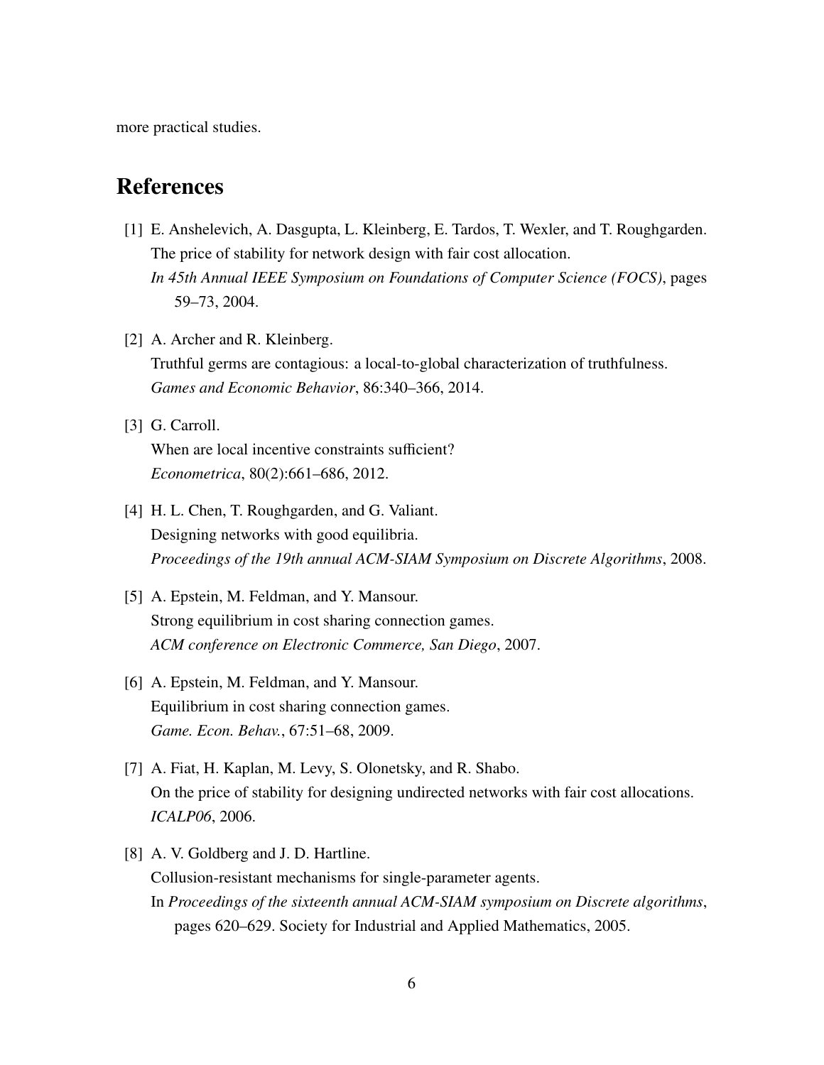more practical studies.

## References

[1] E. Anshelevich, A. Dasgupta, L. Kleinberg, E. Tardos, T. Wexler, and T. Roughgarden. The price of stability for network design with fair cost allocation. *In 45th Annual IEEE Symposium on Foundations of Computer Science (FOCS)*, pages 59–73, 2004.

[2] A. Archer and R. Kleinberg. Truthful germs are contagious: a local-to-global characterization of truthfulness. *Games and Economic Behavior*, 86:340–366, 2014.

[3] G. Carroll. When are local incentive constraints sufficient? *Econometrica*, 80(2):661–686, 2012.

[4] H. L. Chen, T. Roughgarden, and G. Valiant. Designing networks with good equilibria. *Proceedings of the 19th annual ACM-SIAM Symposium on Discrete Algorithms*, 2008.

[5] A. Epstein, M. Feldman, and Y. Mansour. Strong equilibrium in cost sharing connection games. *ACM conference on Electronic Commerce, San Diego*, 2007.

[6] A. Epstein, M. Feldman, and Y. Mansour. Equilibrium in cost sharing connection games. *Game. Econ. Behav.*, 67:51–68, 2009.

[7] A. Fiat, H. Kaplan, M. Levy, S. Olonetsky, and R. Shabo. On the price of stability for designing undirected networks with fair cost allocations. *ICALP06*, 2006.

[8] A. V. Goldberg and J. D. Hartline. Collusion-resistant mechanisms for single-parameter agents. In *Proceedings of the sixteenth annual ACM-SIAM symposium on Discrete algorithms*, pages 620–629. Society for Industrial and Applied Mathematics, 2005.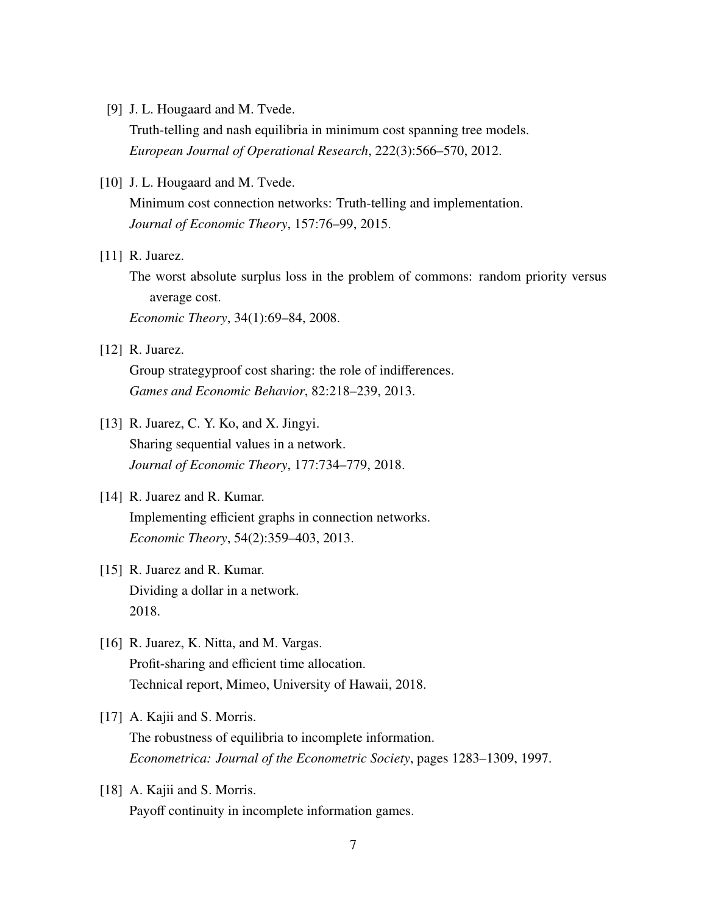[9] J. L. Hougaard and M. Tvede.
Truth-telling and nash equilibria in minimum cost spanning tree models.
*European Journal of Operational Research*, 222(3):566–570, 2012.

[10] J. L. Hougaard and M. Tvede.
Minimum cost connection networks: Truth-telling and implementation.
*Journal of Economic Theory*, 157:76–99, 2015.

[11] R. Juarez.
The worst absolute surplus loss in the problem of commons: random priority versus average cost.
*Economic Theory*, 34(1):69–84, 2008.

[12] R. Juarez.
Group strategyproof cost sharing: the role of indifferences.
*Games and Economic Behavior*, 82:218–239, 2013.

[13] R. Juarez, C. Y. Ko, and X. Jingyi.
Sharing sequential values in a network.
*Journal of Economic Theory*, 177:734–779, 2018.

[14] R. Juarez and R. Kumar.
Implementing efficient graphs in connection networks.
*Economic Theory*, 54(2):359–403, 2013.

[15] R. Juarez and R. Kumar.
Dividing a dollar in a network.
2018.

[16] R. Juarez, K. Nitta, and M. Vargas.
Profit-sharing and efficient time allocation.
Technical report, Mimeo, University of Hawaii, 2018.

[17] A. Kajii and S. Morris.
The robustness of equilibria to incomplete information.
*Econometrica: Journal of the Econometric Society*, pages 1283–1309, 1997.

[18] A. Kajii and S. Morris.
Payoff continuity in incomplete information games.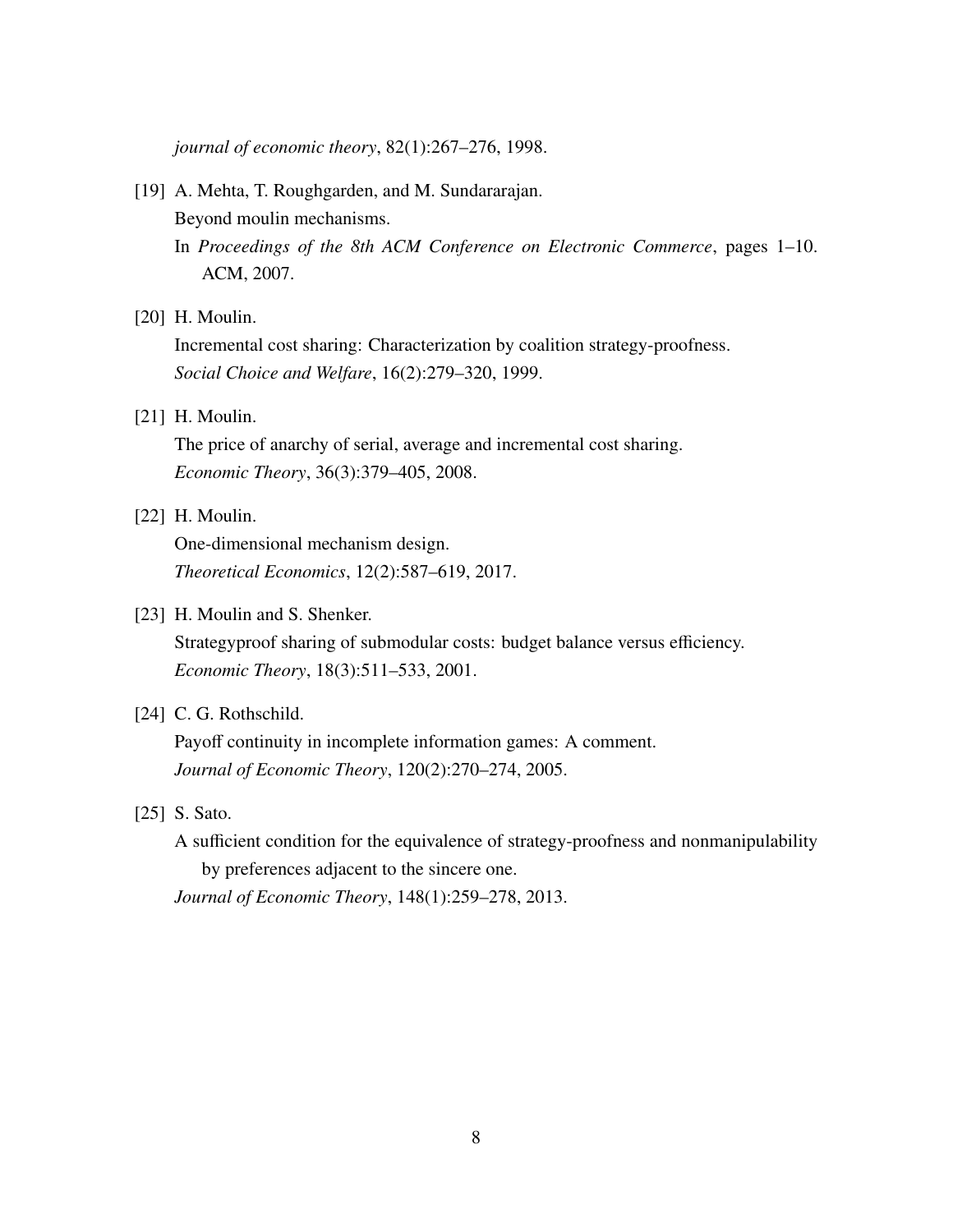*journal of economic theory*, 82(1):267–276, 1998.

[19] A. Mehta, T. Roughgarden, and M. Sundararajan.
Beyond moulin mechanisms.
In *Proceedings of the 8th ACM Conference on Electronic Commerce*, pages 1–10. ACM, 2007.

[20] H. Moulin.
Incremental cost sharing: Characterization by coalition strategy-proofness.
*Social Choice and Welfare*, 16(2):279–320, 1999.

[21] H. Moulin.
The price of anarchy of serial, average and incremental cost sharing.
*Economic Theory*, 36(3):379–405, 2008.

[22] H. Moulin.
One-dimensional mechanism design.
*Theoretical Economics*, 12(2):587–619, 2017.

[23] H. Moulin and S. Shenker.
Strategyproof sharing of submodular costs: budget balance versus efficiency.
*Economic Theory*, 18(3):511–533, 2001.

[24] C. G. Rothschild.
Payoff continuity in incomplete information games: A comment.
*Journal of Economic Theory*, 120(2):270–274, 2005.

[25] S. Sato.
A sufficient condition for the equivalence of strategy-proofness and nonmanipulability by preferences adjacent to the sincere one.
*Journal of Economic Theory*, 148(1):259–278, 2013.